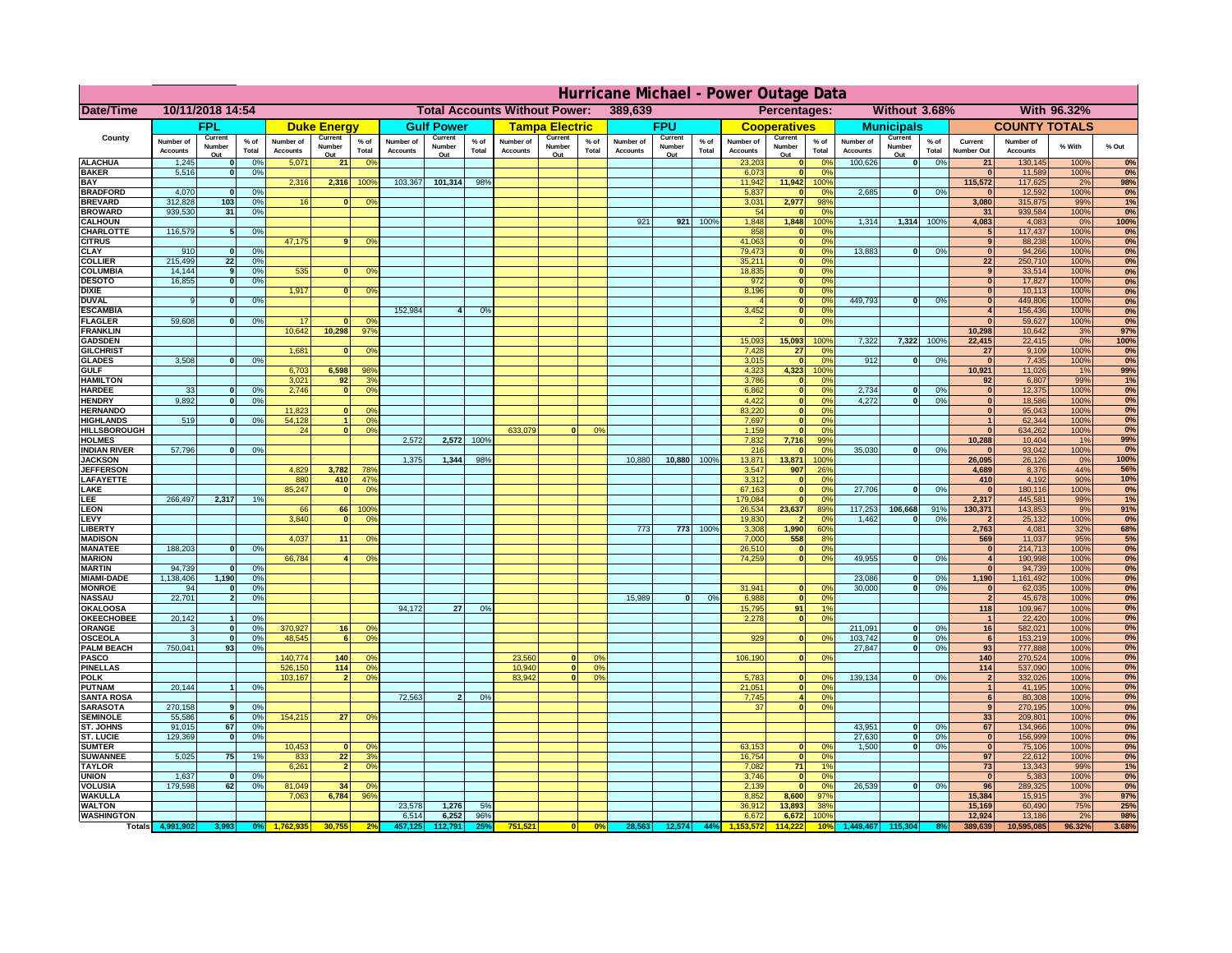# Hurricane Michael - Power Outage Data

| Date/Time | 10/11/2018 14:54 | Total Accounts Without Power: | 389,639 | Percentages: | Without 3.68% | With 96.32% |
|---|---|---|---|---|---|---|

| County | FPL | | | Duke Energy | | | Gulf Power | | | Tampa Electric | | | FPU | | | Cooperatives | | | Municipals | | | COUNTY TOTALS | | | |
|---|---|---|---|---|---|---|---|---|---|---|---|---|---|---|---|---|---|---|---|---|---|---|---|---|---|
| | Number of Accounts | Current Number Out | % of Total | Number of Accounts | Current Number Out | % of Total | Number of Accounts | Current Number Out | % of Total | Number of Accounts | Current Number Out | % of Total | Number of Accounts | Current Number Out | % of Total | Number of Accounts | Current Number Out | % of Total | Number of Accounts | Current Number Out | % of Total | Current Number Out | Number of Accounts | % With | % Out |
| ALACHUA | 1,245 | 0 | 0% | 5,071 | 21 | 0% | | | | | | | | | | 23,203 | 0 | 0% | 100,626 | 0 | 0% | 21 | 130,145 | 100% | 0% |
| BAKER | 5,516 | 0 | 0% | | | | | | | | | | | | | 6,073 | 0 | 0% | | | | 0 | 11,589 | 100% | 0% |
| BAY | | | | 2,316 | 2,316 | 100% | 103,367 | 101,314 | 98% | | | | | | | 11,942 | 11,942 | 100% | | | | 115,572 | 117,625 | 2% | 98% |
| BRADFORD | 4,070 | 0 | 0% | | | | | | | | | | | | | 5,837 | 0 | 0% | 2,685 | 0 | 0% | 0 | 12,592 | 100% | 0% |
| BREVARD | 312,828 | 103 | 0% | 16 | 0 | 0% | | | | | | | | | | 3,031 | 2,977 | 98% | | | | 3,080 | 315,875 | 99% | 1% |
| BROWARD | 939,530 | 31 | 0% | | | | | | | | | | | | | 54 | 0 | 0% | | | | 31 | 939,584 | 100% | 0% |
| CALHOUN | | | | | | | | | | | | | 921 | 921 | 100% | 1,848 | 1,848 | 100% | 1,314 | 1,314 | 100% | 4,083 | 4,083 | 0% | 100% |
| CHARLOTTE | 116,579 | 5 | 0% | | | | | | | | | | | | | 858 | 0 | 0% | | | | 5 | 117,437 | 100% | 0% |
| CITRUS | | | | 47,175 | 9 | 0% | | | | | | | | | | 41,063 | 0 | 0% | | | | 9 | 88,238 | 100% | 0% |
| CLAY | 910 | 0 | 0% | | | | | | | | | | | | | 79,473 | 0 | 0% | 13,883 | 0 | 0% | 0 | 94,266 | 100% | 0% |
| COLLIER | 215,499 | 22 | 0% | | | | | | | | | | | | | 35,211 | 0 | 0% | | | | 22 | 250,710 | 100% | 0% |
| COLUMBIA | 14,144 | 9 | 0% | 535 | 0 | 0% | | | | | | | | | | 18,835 | 0 | 0% | | | | 9 | 33,514 | 100% | 0% |
| DESOTO | 16,855 | 0 | 0% | | | | | | | | | | | | | 972 | 0 | 0% | | | | 0 | 17,827 | 100% | 0% |
| DIXIE | | | | 1,917 | 0 | 0% | | | | | | | | | | 8,196 | 0 | 0% | | | | 0 | 10,113 | 100% | 0% |
| DUVAL | 9 | 0 | 0% | | | | | | | | | | | | | 4 | 0 | 0% | 449,793 | 0 | 0% | 0 | 449,806 | 100% | 0% |
| ESCAMBIA | | | | | | | 152,984 | 4 | 0% | | | | | | | 3,452 | 0 | 0% | | | | 4 | 156,436 | 100% | 0% |
| FLAGLER | 59,608 | 0 | 0% | 17 | 0 | 0% | | | | | | | | | | 2 | 0 | 0% | | | | 0 | 59,627 | 100% | 0% |
| FRANKLIN | | | | 10,642 | 10,298 | 97% | | | | | | | | | | | | | | | | 10,298 | 10,642 | 3% | 97% |
| GADSDEN | | | | | | | | | | | | | | | | 15,093 | 15,093 | 100% | 7,322 | 7,322 | 100% | 22,415 | 22,415 | 0% | 100% |
| GILCHRIST | | | | 1,681 | 0 | 0% | | | | | | | | | | 7,428 | 27 | 0% | | | | 27 | 9,109 | 100% | 0% |
| GLADES | 3,508 | 0 | 0% | | | | | | | | | | | | | 3,015 | 0 | 0% | 912 | 0 | 0% | 0 | 7,435 | 100% | 0% |
| GULF | | | | 6,703 | 6,598 | 98% | | | | | | | | | | 4,323 | 4,323 | 100% | | | | 10,921 | 11,026 | 1% | 99% |
| HAMILTON | | | | 3,021 | 92 | 3% | | | | | | | | | | 3,786 | 0 | 0% | | | | 92 | 6,807 | 99% | 1% |
| HARDEE | 33 | 0 | 0% | 2,746 | 0 | 0% | | | | | | | | | | 6,862 | 0 | 0% | 2,734 | 0 | 0% | 0 | 12,375 | 100% | 0% |
| HENDRY | 9,892 | 0 | 0% | | | | | | | | | | | | | 4,422 | 0 | 0% | 4,272 | 0 | 0% | 0 | 18,586 | 100% | 0% |
| HERNANDO | | | | 11,823 | 0 | 0% | | | | | | | | | | 83,220 | 0 | 0% | | | | 0 | 95,043 | 100% | 0% |
| HIGHLANDS | 519 | 0 | 0% | 54,128 | 1 | 0% | | | | | | | | | | 7,697 | 0 | 0% | | | | 1 | 62,344 | 100% | 0% |
| HILLSBOROUGH | | | | 24 | 0 | 0% | | | | 633,079 | 0 | 0% | | | | 1,159 | 0 | 0% | | | | 0 | 634,262 | 100% | 0% |
| HOLMES | | | | | | | 2,572 | 2,572 | 100% | | | | | | | 7,832 | 7,716 | 99% | | | | 10,288 | 10,404 | 1% | 99% |
| INDIAN RIVER | 57,796 | 0 | 0% | | | | | | | | | | | | | 216 | 0 | 0% | 35,030 | 0 | 0% | 0 | 93,042 | 100% | 0% |
| JACKSON | | | | | | | 1,375 | 1,344 | 98% | | | | 10,880 | 10,880 | 100% | 13,871 | 13,871 | 100% | | | | 26,095 | 26,126 | 0% | 100% |
| JEFFERSON | | | | 4,829 | 3,782 | 78% | | | | | | | | | | 3,547 | 907 | 26% | | | | 4,689 | 8,376 | 44% | 56% |
| LAFAYETTE | | | | 880 | 410 | 47% | | | | | | | | | | 3,312 | 0 | 0% | | | | 410 | 4,192 | 90% | 10% |
| LAKE | | | | 85,247 | 0 | 0% | | | | | | | | | | 67,163 | 0 | 0% | 27,706 | 0 | 0% | 0 | 180,116 | 100% | 0% |
| LEE | 266,497 | 2,317 | 1% | | | | | | | | | | | | | 179,084 | 0 | 0% | | | | 2,317 | 445,581 | 99% | 1% |
| LEON | | | | 66 | 66 | 100% | | | | | | | | | | 26,534 | 23,637 | 89% | 117,253 | 106,668 | 91% | 130,371 | 143,853 | 9% | 91% |
| LEVY | | | | 3,840 | 0 | 0% | | | | | | | | | | 19,830 | 2 | 0% | 1,462 | 0 | 0% | 2 | 25,132 | 100% | 0% |
| LIBERTY | | | | | | | | | | | | | 773 | 773 | 100% | 3,308 | 1,990 | 60% | | | | 2,763 | 4,081 | 32% | 68% |
| MADISON | | | | 4,037 | 11 | 0% | | | | | | | | | | 7,000 | 558 | 8% | | | | 569 | 11,037 | 95% | 5% |
| MANATEE | 188,203 | 0 | 0% | | | | | | | | | | | | | 26,510 | 0 | 0% | | | | 0 | 214,713 | 100% | 0% |
| MARION | | | | 66,784 | 4 | 0% | | | | | | | | | | 74,259 | 0 | 0% | 49,955 | 0 | 0% | 4 | 190,998 | 100% | 0% |
| MARTIN | 94,739 | 0 | 0% | | | | | | | | | | | | | | | | | | | 0 | 94,739 | 100% | 0% |
| MIAMI-DADE | 1,138,406 | 1,190 | 0% | | | | | | | | | | | | | | | | 23,086 | 0 | 0% | 1,190 | 1,161,492 | 100% | 0% |
| MONROE | 94 | 0 | 0% | | | | | | | | | | | | | 31,941 | 0 | 0% | 30,000 | 0 | 0% | 0 | 62,035 | 100% | 0% |
| NASSAU | 22,701 | 2 | 0% | | | | | | | | | | 15,989 | 0 | 0% | 6,988 | 0 | 0% | | | | 2 | 45,678 | 100% | 0% |
| OKALOOSA | | | | | | | 94,172 | 27 | 0% | | | | | | | 15,795 | 91 | 1% | | | | 118 | 109,967 | 100% | 0% |
| OKEECHOBEE | 20,142 | 1 | 0% | | | | | | | | | | | | | 2,278 | 0 | 0% | | | | 1 | 22,420 | 100% | 0% |
| ORANGE | 3 | 0 | 0% | 370,927 | 16 | 0% | | | | | | | | | | | | | 211,091 | 0 | 0% | 16 | 582,021 | 100% | 0% |
| OSCEOLA | 3 | 0 | 0% | 48,545 | 6 | 0% | | | | | | | | | | 929 | 0 | 0% | 103,742 | 0 | 0% | 6 | 153,219 | 100% | 0% |
| PALM BEACH | 750,041 | 93 | 0% | | | | | | | | | | | | | | | | 27,847 | 0 | 0% | 93 | 777,888 | 100% | 0% |
| PASCO | | | | 140,774 | 140 | 0% | | | | 23,560 | 0 | 0% | | | | 106,190 | 0 | 0% | | | | 140 | 270,524 | 100% | 0% |
| PINELLAS | | | | 526,150 | 114 | 0% | | | | 10,940 | 0 | 0% | | | | | | | | | | 114 | 537,090 | 100% | 0% |
| POLK | | | | 103,167 | 2 | 0% | | | | 83,942 | 0 | 0% | | | | 5,783 | 0 | 0% | 139,134 | 0 | 0% | 2 | 332,026 | 100% | 0% |
| PUTNAM | 20,144 | 1 | 0% | | | | | | | | | | | | | 21,051 | 0 | 0% | | | | 1 | 41,195 | 100% | 0% |
| SANTA ROSA | | | | | | | 72,563 | 2 | 0% | | | | | | | 7,745 | 4 | 0% | | | | 6 | 80,308 | 100% | 0% |
| SARASOTA | 270,158 | 9 | 0% | | | | | | | | | | | | | 37 | 0 | 0% | | | | 9 | 270,195 | 100% | 0% |
| SEMINOLE | 55,586 | 6 | 0% | 154,215 | 27 | 0% | | | | | | | | | | | | | | | | 33 | 209,801 | 100% | 0% |
| ST. JOHNS | 91,015 | 67 | 0% | | | | | | | | | | | | | | | | 43,951 | 0 | 0% | 67 | 134,966 | 100% | 0% |
| ST. LUCIE | 129,369 | 0 | 0% | | | | | | | | | | | | | | | | 27,630 | 0 | 0% | 0 | 156,999 | 100% | 0% |
| SUMTER | | | | 10,453 | 0 | 0% | | | | | | | | | | 63,153 | 0 | 0% | 1,500 | 0 | 0% | 0 | 75,106 | 100% | 0% |
| SUWANNEE | 5,025 | 75 | 1% | 833 | 22 | 3% | | | | | | | | | | 16,754 | 0 | 0% | | | | 97 | 22,612 | 100% | 0% |
| TAYLOR | | | | 6,261 | 2 | 0% | | | | | | | | | | 7,082 | 71 | 1% | | | | 73 | 13,343 | 99% | 1% |
| UNION | 1,637 | 0 | 0% | | | | | | | | | | | | | 3,746 | 0 | 0% | | | | 0 | 5,383 | 100% | 0% |
| VOLUSIA | 179,598 | 62 | 0% | 81,049 | 34 | 0% | | | | | | | | | | 2,139 | 0 | 0% | 26,539 | 0 | 0% | 96 | 289,325 | 100% | 0% |
| WAKULLA | | | | 7,063 | 6,784 | 96% | | | | | | | | | | 8,852 | 8,600 | 97% | | | | 15,384 | 15,915 | 3% | 97% |
| WALTON | | | | | | | 23,578 | 1,276 | 5% | | | | | | | 36,912 | 13,893 | 38% | | | | 15,169 | 60,490 | 75% | 25% |
| WASHINGTON | | | | | | | 6,514 | 6,252 | 96% | | | | | | | 6,672 | 6,672 | 100% | | | | 12,924 | 13,186 | 2% | 98% |
| Totals | 4,991,902 | 3,993 | 0% | 1,762,935 | 30,755 | 2% | 457,125 | 112,791 | 25% | 751,521 | 0 | 0% | 28,563 | 12,574 | 44% | 1,153,572 | 114,222 | 10% | 1,449,467 | 115,304 | 8% | 389,639 | 10,595,085 | 96.32% | 3.68% |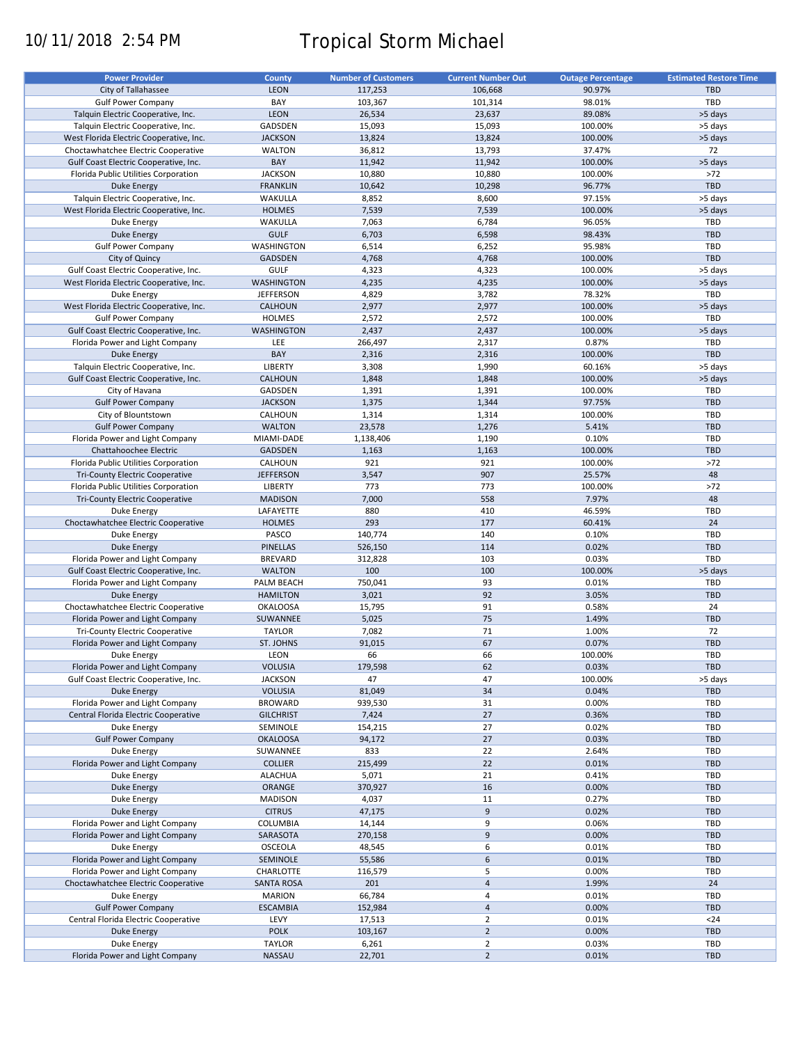10/11/2018 2:54 PM

# Tropical Storm Michael

| Power Provider | County | Number of Customers | Current Number Out | Outage Percentage | Estimated Restore Time |
|---|---|---|---|---|---|
| City of Tallahassee | LEON | 117,253 | 106,668 | 90.97% | TBD |
| Gulf Power Company | BAY | 103,367 | 101,314 | 98.01% | TBD |
| Talquin Electric Cooperative, Inc. | LEON | 26,534 | 23,637 | 89.08% | >5 days |
| Talquin Electric Cooperative, Inc. | GADSDEN | 15,093 | 15,093 | 100.00% | >5 days |
| West Florida Electric Cooperative, Inc. | JACKSON | 13,824 | 13,824 | 100.00% | >5 days |
| Choctawhatchee Electric Cooperative | WALTON | 36,812 | 13,793 | 37.47% | 72 |
| Gulf Coast Electric Cooperative, Inc. | BAY | 11,942 | 11,942 | 100.00% | >5 days |
| Florida Public Utilities Corporation | JACKSON | 10,880 | 10,880 | 100.00% | >72 |
| Duke Energy | FRANKLIN | 10,642 | 10,298 | 96.77% | TBD |
| Talquin Electric Cooperative, Inc. | WAKULLA | 8,852 | 8,600 | 97.15% | >5 days |
| West Florida Electric Cooperative, Inc. | HOLMES | 7,539 | 7,539 | 100.00% | >5 days |
| Duke Energy | WAKULLA | 7,063 | 6,784 | 96.05% | TBD |
| Duke Energy | GULF | 6,703 | 6,598 | 98.43% | TBD |
| Gulf Power Company | WASHINGTON | 6,514 | 6,252 | 95.98% | TBD |
| City of Quincy | GADSDEN | 4,768 | 4,768 | 100.00% | TBD |
| Gulf Coast Electric Cooperative, Inc. | GULF | 4,323 | 4,323 | 100.00% | >5 days |
| West Florida Electric Cooperative, Inc. | WASHINGTON | 4,235 | 4,235 | 100.00% | >5 days |
| Duke Energy | JEFFERSON | 4,829 | 3,782 | 78.32% | TBD |
| West Florida Electric Cooperative, Inc. | CALHOUN | 2,977 | 2,977 | 100.00% | >5 days |
| Gulf Power Company | HOLMES | 2,572 | 2,572 | 100.00% | TBD |
| Gulf Coast Electric Cooperative, Inc. | WASHINGTON | 2,437 | 2,437 | 100.00% | >5 days |
| Florida Power and Light Company | LEE | 266,497 | 2,317 | 0.87% | TBD |
| Duke Energy | BAY | 2,316 | 2,316 | 100.00% | TBD |
| Talquin Electric Cooperative, Inc. | LIBERTY | 3,308 | 1,990 | 60.16% | >5 days |
| Gulf Coast Electric Cooperative, Inc. | CALHOUN | 1,848 | 1,848 | 100.00% | >5 days |
| City of Havana | GADSDEN | 1,391 | 1,391 | 100.00% | TBD |
| Gulf Power Company | JACKSON | 1,375 | 1,344 | 97.75% | TBD |
| City of Blountstown | CALHOUN | 1,314 | 1,314 | 100.00% | TBD |
| Gulf Power Company | WALTON | 23,578 | 1,276 | 5.41% | TBD |
| Florida Power and Light Company | MIAMI-DADE | 1,138,406 | 1,190 | 0.10% | TBD |
| Chattahoochee Electric | GADSDEN | 1,163 | 1,163 | 100.00% | TBD |
| Florida Public Utilities Corporation | CALHOUN | 921 | 921 | 100.00% | >72 |
| Tri-County Electric Cooperative | JEFFERSON | 3,547 | 907 | 25.57% | 48 |
| Florida Public Utilities Corporation | LIBERTY | 773 | 773 | 100.00% | >72 |
| Tri-County Electric Cooperative | MADISON | 7,000 | 558 | 7.97% | 48 |
| Duke Energy | LAFAYETTE | 880 | 410 | 46.59% | TBD |
| Choctawhatchee Electric Cooperative | HOLMES | 293 | 177 | 60.41% | 24 |
| Duke Energy | PASCO | 140,774 | 140 | 0.10% | TBD |
| Duke Energy | PINELLAS | 526,150 | 114 | 0.02% | TBD |
| Florida Power and Light Company | BREVARD | 312,828 | 103 | 0.03% | TBD |
| Gulf Coast Electric Cooperative, Inc. | WALTON | 100 | 100 | 100.00% | >5 days |
| Florida Power and Light Company | PALM BEACH | 750,041 | 93 | 0.01% | TBD |
| Duke Energy | HAMILTON | 3,021 | 92 | 3.05% | TBD |
| Choctawhatchee Electric Cooperative | OKALOOSA | 15,795 | 91 | 0.58% | 24 |
| Florida Power and Light Company | SUWANNEE | 5,025 | 75 | 1.49% | TBD |
| Tri-County Electric Cooperative | TAYLOR | 7,082 | 71 | 1.00% | 72 |
| Florida Power and Light Company | ST. JOHNS | 91,015 | 67 | 0.07% | TBD |
| Duke Energy | LEON | 66 | 66 | 100.00% | TBD |
| Florida Power and Light Company | VOLUSIA | 179,598 | 62 | 0.03% | TBD |
| Gulf Coast Electric Cooperative, Inc. | JACKSON | 47 | 47 | 100.00% | >5 days |
| Duke Energy | VOLUSIA | 81,049 | 34 | 0.04% | TBD |
| Florida Power and Light Company | BROWARD | 939,530 | 31 | 0.00% | TBD |
| Central Florida Electric Cooperative | GILCHRIST | 7,424 | 27 | 0.36% | TBD |
| Duke Energy | SEMINOLE | 154,215 | 27 | 0.02% | TBD |
| Gulf Power Company | OKALOOSA | 94,172 | 27 | 0.03% | TBD |
| Duke Energy | SUWANNEE | 833 | 22 | 2.64% | TBD |
| Florida Power and Light Company | COLLIER | 215,499 | 22 | 0.01% | TBD |
| Duke Energy | ALACHUA | 5,071 | 21 | 0.41% | TBD |
| Duke Energy | ORANGE | 370,927 | 16 | 0.00% | TBD |
| Duke Energy | MADISON | 4,037 | 11 | 0.27% | TBD |
| Duke Energy | CITRUS | 47,175 | 9 | 0.02% | TBD |
| Florida Power and Light Company | COLUMBIA | 14,144 | 9 | 0.06% | TBD |
| Florida Power and Light Company | SARASOTA | 270,158 | 9 | 0.00% | TBD |
| Duke Energy | OSCEOLA | 48,545 | 6 | 0.01% | TBD |
| Florida Power and Light Company | SEMINOLE | 55,586 | 6 | 0.01% | TBD |
| Florida Power and Light Company | CHARLOTTE | 116,579 | 5 | 0.00% | TBD |
| Choctawhatchee Electric Cooperative | SANTA ROSA | 201 | 4 | 1.99% | 24 |
| Duke Energy | MARION | 66,784 | 4 | 0.01% | TBD |
| Gulf Power Company | ESCAMBIA | 152,984 | 4 | 0.00% | TBD |
| Central Florida Electric Cooperative | LEVY | 17,513 | 2 | 0.01% | <24 |
| Duke Energy | POLK | 103,167 | 2 | 0.00% | TBD |
| Duke Energy | TAYLOR | 6,261 | 2 | 0.03% | TBD |
| Florida Power and Light Company | NASSAU | 22,701 | 2 | 0.01% | TBD |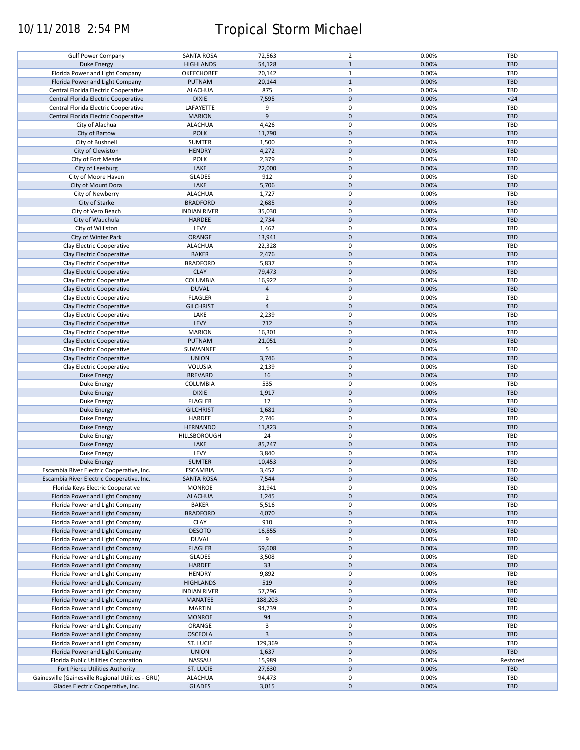10/11/2018 2:54 PM

# Tropical Storm Michael

| | | | | | |
|---|---|---|---|---|---|
| Gulf Power Company | SANTA ROSA | 72,563 | 2 | 0.00% | TBD |
| Duke Energy | HIGHLANDS | 54,128 | 1 | 0.00% | TBD |
| Florida Power and Light Company | OKEECHOBEE | 20,142 | 1 | 0.00% | TBD |
| Florida Power and Light Company | PUTNAM | 20,144 | 1 | 0.00% | TBD |
| Central Florida Electric Cooperative | ALACHUA | 875 | 0 | 0.00% | TBD |
| Central Florida Electric Cooperative | DIXIE | 7,595 | 0 | 0.00% | <24 |
| Central Florida Electric Cooperative | LAFAYETTE | 9 | 0 | 0.00% | TBD |
| Central Florida Electric Cooperative | MARION | 9 | 0 | 0.00% | TBD |
| City of Alachua | ALACHUA | 4,426 | 0 | 0.00% | TBD |
| City of Bartow | POLK | 11,790 | 0 | 0.00% | TBD |
| City of Bushnell | SUMTER | 1,500 | 0 | 0.00% | TBD |
| City of Clewiston | HENDRY | 4,272 | 0 | 0.00% | TBD |
| City of Fort Meade | POLK | 2,379 | 0 | 0.00% | TBD |
| City of Leesburg | LAKE | 22,000 | 0 | 0.00% | TBD |
| City of Moore Haven | GLADES | 912 | 0 | 0.00% | TBD |
| City of Mount Dora | LAKE | 5,706 | 0 | 0.00% | TBD |
| City of Newberry | ALACHUA | 1,727 | 0 | 0.00% | TBD |
| City of Starke | BRADFORD | 2,685 | 0 | 0.00% | TBD |
| City of Vero Beach | INDIAN RIVER | 35,030 | 0 | 0.00% | TBD |
| City of Wauchula | HARDEE | 2,734 | 0 | 0.00% | TBD |
| City of Williston | LEVY | 1,462 | 0 | 0.00% | TBD |
| City of Winter Park | ORANGE | 13,941 | 0 | 0.00% | TBD |
| Clay Electric Cooperative | ALACHUA | 22,328 | 0 | 0.00% | TBD |
| Clay Electric Cooperative | BAKER | 2,476 | 0 | 0.00% | TBD |
| Clay Electric Cooperative | BRADFORD | 5,837 | 0 | 0.00% | TBD |
| Clay Electric Cooperative | CLAY | 79,473 | 0 | 0.00% | TBD |
| Clay Electric Cooperative | COLUMBIA | 16,922 | 0 | 0.00% | TBD |
| Clay Electric Cooperative | DUVAL | 4 | 0 | 0.00% | TBD |
| Clay Electric Cooperative | FLAGLER | 2 | 0 | 0.00% | TBD |
| Clay Electric Cooperative | GILCHRIST | 4 | 0 | 0.00% | TBD |
| Clay Electric Cooperative | LAKE | 2,239 | 0 | 0.00% | TBD |
| Clay Electric Cooperative | LEVY | 712 | 0 | 0.00% | TBD |
| Clay Electric Cooperative | MARION | 16,301 | 0 | 0.00% | TBD |
| Clay Electric Cooperative | PUTNAM | 21,051 | 0 | 0.00% | TBD |
| Clay Electric Cooperative | SUWANNEE | 5 | 0 | 0.00% | TBD |
| Clay Electric Cooperative | UNION | 3,746 | 0 | 0.00% | TBD |
| Clay Electric Cooperative | VOLUSIA | 2,139 | 0 | 0.00% | TBD |
| Duke Energy | BREVARD | 16 | 0 | 0.00% | TBD |
| Duke Energy | COLUMBIA | 535 | 0 | 0.00% | TBD |
| Duke Energy | DIXIE | 1,917 | 0 | 0.00% | TBD |
| Duke Energy | FLAGLER | 17 | 0 | 0.00% | TBD |
| Duke Energy | GILCHRIST | 1,681 | 0 | 0.00% | TBD |
| Duke Energy | HARDEE | 2,746 | 0 | 0.00% | TBD |
| Duke Energy | HERNANDO | 11,823 | 0 | 0.00% | TBD |
| Duke Energy | HILLSBOROUGH | 24 | 0 | 0.00% | TBD |
| Duke Energy | LAKE | 85,247 | 0 | 0.00% | TBD |
| Duke Energy | LEVY | 3,840 | 0 | 0.00% | TBD |
| Duke Energy | SUMTER | 10,453 | 0 | 0.00% | TBD |
| Escambia River Electric Cooperative, Inc. | ESCAMBIA | 3,452 | 0 | 0.00% | TBD |
| Escambia River Electric Cooperative, Inc. | SANTA ROSA | 7,544 | 0 | 0.00% | TBD |
| Florida Keys Electric Cooperative | MONROE | 31,941 | 0 | 0.00% | TBD |
| Florida Power and Light Company | ALACHUA | 1,245 | 0 | 0.00% | TBD |
| Florida Power and Light Company | BAKER | 5,516 | 0 | 0.00% | TBD |
| Florida Power and Light Company | BRADFORD | 4,070 | 0 | 0.00% | TBD |
| Florida Power and Light Company | CLAY | 910 | 0 | 0.00% | TBD |
| Florida Power and Light Company | DESOTO | 16,855 | 0 | 0.00% | TBD |
| Florida Power and Light Company | DUVAL | 9 | 0 | 0.00% | TBD |
| Florida Power and Light Company | FLAGLER | 59,608 | 0 | 0.00% | TBD |
| Florida Power and Light Company | GLADES | 3,508 | 0 | 0.00% | TBD |
| Florida Power and Light Company | HARDEE | 33 | 0 | 0.00% | TBD |
| Florida Power and Light Company | HENDRY | 9,892 | 0 | 0.00% | TBD |
| Florida Power and Light Company | HIGHLANDS | 519 | 0 | 0.00% | TBD |
| Florida Power and Light Company | INDIAN RIVER | 57,796 | 0 | 0.00% | TBD |
| Florida Power and Light Company | MANATEE | 188,203 | 0 | 0.00% | TBD |
| Florida Power and Light Company | MARTIN | 94,739 | 0 | 0.00% | TBD |
| Florida Power and Light Company | MONROE | 94 | 0 | 0.00% | TBD |
| Florida Power and Light Company | ORANGE | 3 | 0 | 0.00% | TBD |
| Florida Power and Light Company | OSCEOLA | 3 | 0 | 0.00% | TBD |
| Florida Power and Light Company | ST. LUCIE | 129,369 | 0 | 0.00% | TBD |
| Florida Power and Light Company | UNION | 1,637 | 0 | 0.00% | TBD |
| Florida Public Utilities Corporation | NASSAU | 15,989 | 0 | 0.00% | Restored |
| Fort Pierce Utilities Authority | ST. LUCIE | 27,630 | 0 | 0.00% | TBD |
| Gainesville (Gainesville Regional Utilities - GRU) | ALACHUA | 94,473 | 0 | 0.00% | TBD |
| Glades Electric Cooperative, Inc. | GLADES | 3,015 | 0 | 0.00% | TBD |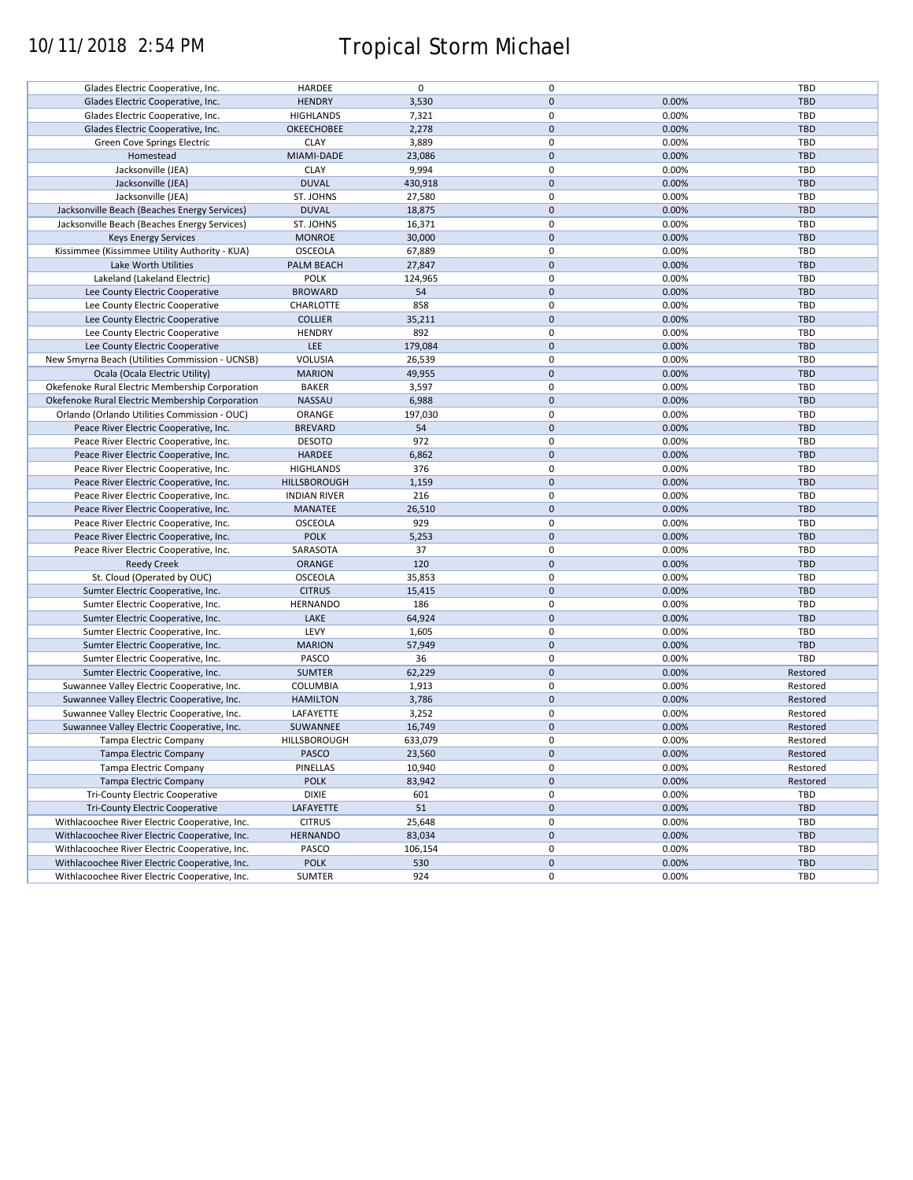# 10/11/2018 2:54 PM Tropical Storm Michael

| | | | | | |
|---|---|---|---|---|---|
| Glades Electric Cooperative, Inc. | HARDEE | 0 | 0 | | TBD |
| Glades Electric Cooperative, Inc. | HENDRY | 3,530 | 0 | 0.00% | TBD |
| Glades Electric Cooperative, Inc. | HIGHLANDS | 7,321 | 0 | 0.00% | TBD |
| Glades Electric Cooperative, Inc. | OKEECHOBEE | 2,278 | 0 | 0.00% | TBD |
| Green Cove Springs Electric | CLAY | 3,889 | 0 | 0.00% | TBD |
| Homestead | MIAMI-DADE | 23,086 | 0 | 0.00% | TBD |
| Jacksonville (JEA) | CLAY | 9,994 | 0 | 0.00% | TBD |
| Jacksonville (JEA) | DUVAL | 430,918 | 0 | 0.00% | TBD |
| Jacksonville (JEA) | ST. JOHNS | 27,580 | 0 | 0.00% | TBD |
| Jacksonville Beach (Beaches Energy Services) | DUVAL | 18,875 | 0 | 0.00% | TBD |
| Jacksonville Beach (Beaches Energy Services) | ST. JOHNS | 16,371 | 0 | 0.00% | TBD |
| Keys Energy Services | MONROE | 30,000 | 0 | 0.00% | TBD |
| Kissimmee (Kissimmee Utility Authority - KUA) | OSCEOLA | 67,889 | 0 | 0.00% | TBD |
| Lake Worth Utilities | PALM BEACH | 27,847 | 0 | 0.00% | TBD |
| Lakeland (Lakeland Electric) | POLK | 124,965 | 0 | 0.00% | TBD |
| Lee County Electric Cooperative | BROWARD | 54 | 0 | 0.00% | TBD |
| Lee County Electric Cooperative | CHARLOTTE | 858 | 0 | 0.00% | TBD |
| Lee County Electric Cooperative | COLLIER | 35,211 | 0 | 0.00% | TBD |
| Lee County Electric Cooperative | HENDRY | 892 | 0 | 0.00% | TBD |
| Lee County Electric Cooperative | LEE | 179,084 | 0 | 0.00% | TBD |
| New Smyrna Beach (Utilities Commission - UCNSB) | VOLUSIA | 26,539 | 0 | 0.00% | TBD |
| Ocala (Ocala Electric Utility) | MARION | 49,955 | 0 | 0.00% | TBD |
| Okefenoke Rural Electric Membership Corporation | BAKER | 3,597 | 0 | 0.00% | TBD |
| Okefenoke Rural Electric Membership Corporation | NASSAU | 6,988 | 0 | 0.00% | TBD |
| Orlando (Orlando Utilities Commission - OUC) | ORANGE | 197,030 | 0 | 0.00% | TBD |
| Peace River Electric Cooperative, Inc. | BREVARD | 54 | 0 | 0.00% | TBD |
| Peace River Electric Cooperative, Inc. | DESOTO | 972 | 0 | 0.00% | TBD |
| Peace River Electric Cooperative, Inc. | HARDEE | 6,862 | 0 | 0.00% | TBD |
| Peace River Electric Cooperative, Inc. | HIGHLANDS | 376 | 0 | 0.00% | TBD |
| Peace River Electric Cooperative, Inc. | HILLSBOROUGH | 1,159 | 0 | 0.00% | TBD |
| Peace River Electric Cooperative, Inc. | INDIAN RIVER | 216 | 0 | 0.00% | TBD |
| Peace River Electric Cooperative, Inc. | MANATEE | 26,510 | 0 | 0.00% | TBD |
| Peace River Electric Cooperative, Inc. | OSCEOLA | 929 | 0 | 0.00% | TBD |
| Peace River Electric Cooperative, Inc. | POLK | 5,253 | 0 | 0.00% | TBD |
| Peace River Electric Cooperative, Inc. | SARASOTA | 37 | 0 | 0.00% | TBD |
| Reedy Creek | ORANGE | 120 | 0 | 0.00% | TBD |
| St. Cloud (Operated by OUC) | OSCEOLA | 35,853 | 0 | 0.00% | TBD |
| Sumter Electric Cooperative, Inc. | CITRUS | 15,415 | 0 | 0.00% | TBD |
| Sumter Electric Cooperative, Inc. | HERNANDO | 186 | 0 | 0.00% | TBD |
| Sumter Electric Cooperative, Inc. | LAKE | 64,924 | 0 | 0.00% | TBD |
| Sumter Electric Cooperative, Inc. | LEVY | 1,605 | 0 | 0.00% | TBD |
| Sumter Electric Cooperative, Inc. | MARION | 57,949 | 0 | 0.00% | TBD |
| Sumter Electric Cooperative, Inc. | PASCO | 36 | 0 | 0.00% | TBD |
| Sumter Electric Cooperative, Inc. | SUMTER | 62,229 | 0 | 0.00% | Restored |
| Suwannee Valley Electric Cooperative, Inc. | COLUMBIA | 1,913 | 0 | 0.00% | Restored |
| Suwannee Valley Electric Cooperative, Inc. | HAMILTON | 3,786 | 0 | 0.00% | Restored |
| Suwannee Valley Electric Cooperative, Inc. | LAFAYETTE | 3,252 | 0 | 0.00% | Restored |
| Suwannee Valley Electric Cooperative, Inc. | SUWANNEE | 16,749 | 0 | 0.00% | Restored |
| Tampa Electric Company | HILLSBOROUGH | 633,079 | 0 | 0.00% | Restored |
| Tampa Electric Company | PASCO | 23,560 | 0 | 0.00% | Restored |
| Tampa Electric Company | PINELLAS | 10,940 | 0 | 0.00% | Restored |
| Tampa Electric Company | POLK | 83,942 | 0 | 0.00% | Restored |
| Tri-County Electric Cooperative | DIXIE | 601 | 0 | 0.00% | TBD |
| Tri-County Electric Cooperative | LAFAYETTE | 51 | 0 | 0.00% | TBD |
| Withlacoochee River Electric Cooperative, Inc. | CITRUS | 25,648 | 0 | 0.00% | TBD |
| Withlacoochee River Electric Cooperative, Inc. | HERNANDO | 83,034 | 0 | 0.00% | TBD |
| Withlacoochee River Electric Cooperative, Inc. | PASCO | 106,154 | 0 | 0.00% | TBD |
| Withlacoochee River Electric Cooperative, Inc. | POLK | 530 | 0 | 0.00% | TBD |
| Withlacoochee River Electric Cooperative, Inc. | SUMTER | 924 | 0 | 0.00% | TBD |